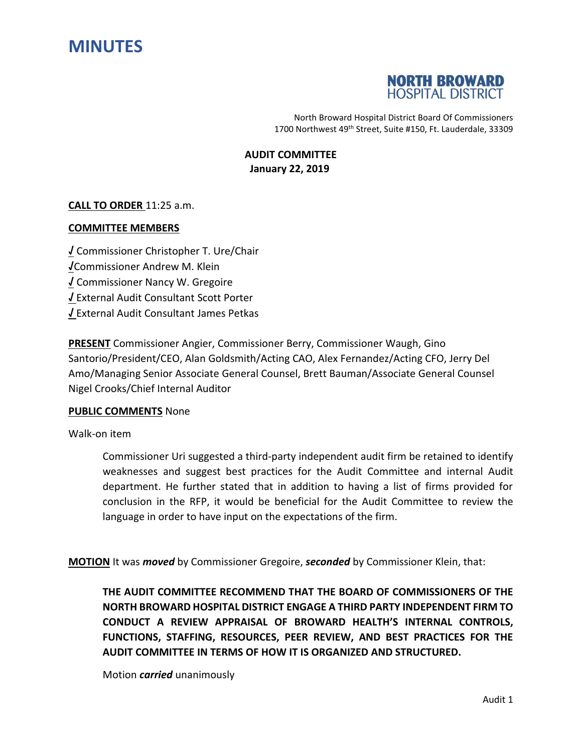# MINUTES

**NORTH BROWARD**
HOSPITAL DISTRICT

North Broward Hospital District Board Of Commissioners
1700 Northwest 49th Street, Suite #150, Ft. Lauderdale, 33309

**AUDIT COMMITTEE**
**January 22, 2019**

**CALL TO ORDER** 11:25 a.m.

**COMMITTEE MEMBERS**

√ Commissioner Christopher T. Ure/Chair
√Commissioner Andrew M. Klein
√ Commissioner Nancy W. Gregoire
√ External Audit Consultant Scott Porter
√ External Audit Consultant James Petkas

**PRESENT** Commissioner Angier, Commissioner Berry, Commissioner Waugh, Gino Santorio/President/CEO, Alan Goldsmith/Acting CAO, Alex Fernandez/Acting CFO, Jerry Del Amo/Managing Senior Associate General Counsel, Brett Bauman/Associate General Counsel Nigel Crooks/Chief Internal Auditor

**PUBLIC COMMENTS** None

Walk-on item

> Commissioner Uri suggested a third-party independent audit firm be retained to identify weaknesses and suggest best practices for the Audit Committee and internal Audit department. He further stated that in addition to having a list of firms provided for conclusion in the RFP, it would be beneficial for the Audit Committee to review the language in order to have input on the expectations of the firm.

**MOTION** It was ***moved*** by Commissioner Gregoire, ***seconded*** by Commissioner Klein, that:

> **THE AUDIT COMMITTEE RECOMMEND THAT THE BOARD OF COMMISSIONERS OF THE NORTH BROWARD HOSPITAL DISTRICT ENGAGE A THIRD PARTY INDEPENDENT FIRM TO CONDUCT A REVIEW APPRAISAL OF BROWARD HEALTH'S INTERNAL CONTROLS, FUNCTIONS, STAFFING, RESOURCES, PEER REVIEW, AND BEST PRACTICES FOR THE AUDIT COMMITTEE IN TERMS OF HOW IT IS ORGANIZED AND STRUCTURED.**
>
> Motion ***carried*** unanimously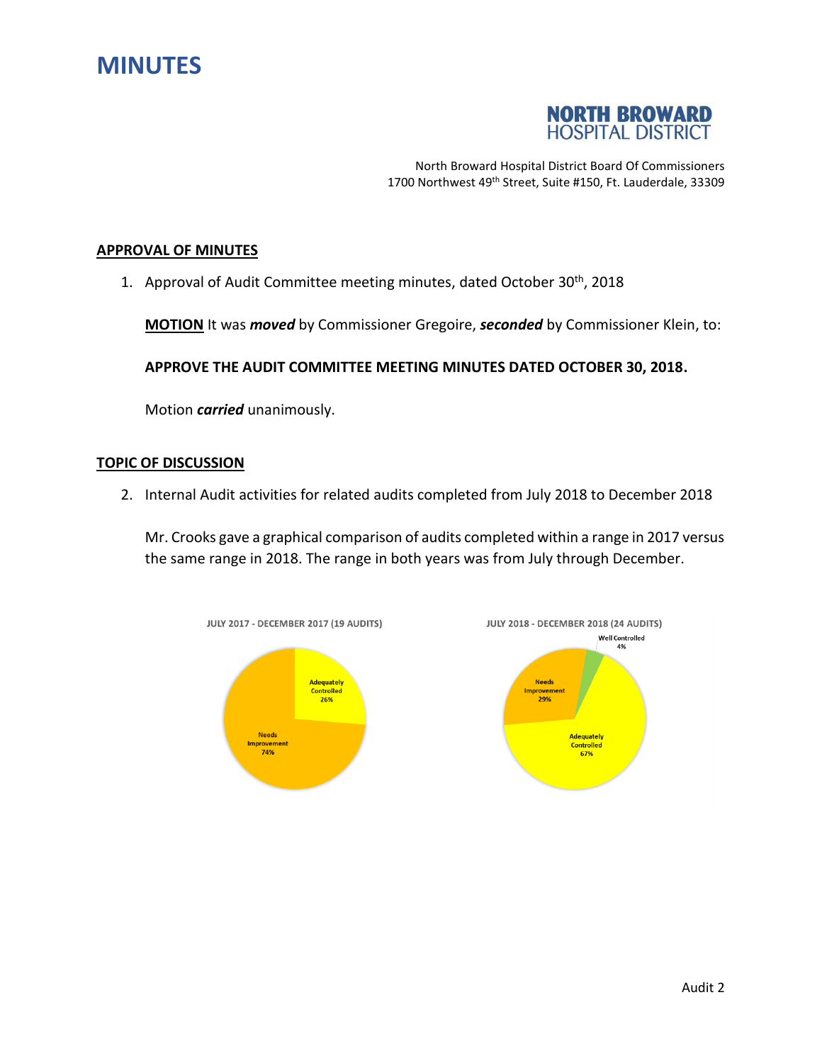# MINUTES

**NORTH BROWARD HOSPITAL DISTRICT**

North Broward Hospital District Board Of Commissioners
1700 Northwest 49th Street, Suite #150, Ft. Lauderdale, 33309

**APPROVAL OF MINUTES**

1. Approval of Audit Committee meeting minutes, dated October 30th, 2018

   **MOTION** It was ***moved*** by Commissioner Gregoire, ***seconded*** by Commissioner Klein, to:

   **APPROVE THE AUDIT COMMITTEE MEETING MINUTES DATED OCTOBER 30, 2018.**

   Motion ***carried*** unanimously.

**TOPIC OF DISCUSSION**

2. Internal Audit activities for related audits completed from July 2018 to December 2018

   Mr. Crooks gave a graphical comparison of audits completed within a range in 2017 versus the same range in 2018. The range in both years was from July through December.

JULY 2017 - DECEMBER 2017 (19 AUDITS)

Adequately Controlled 26%

Needs Improvement 74%

JULY 2018 - DECEMBER 2018 (24 AUDITS)

Well Controlled 4%

Needs Improvement 29%

Adequately Controlled 67%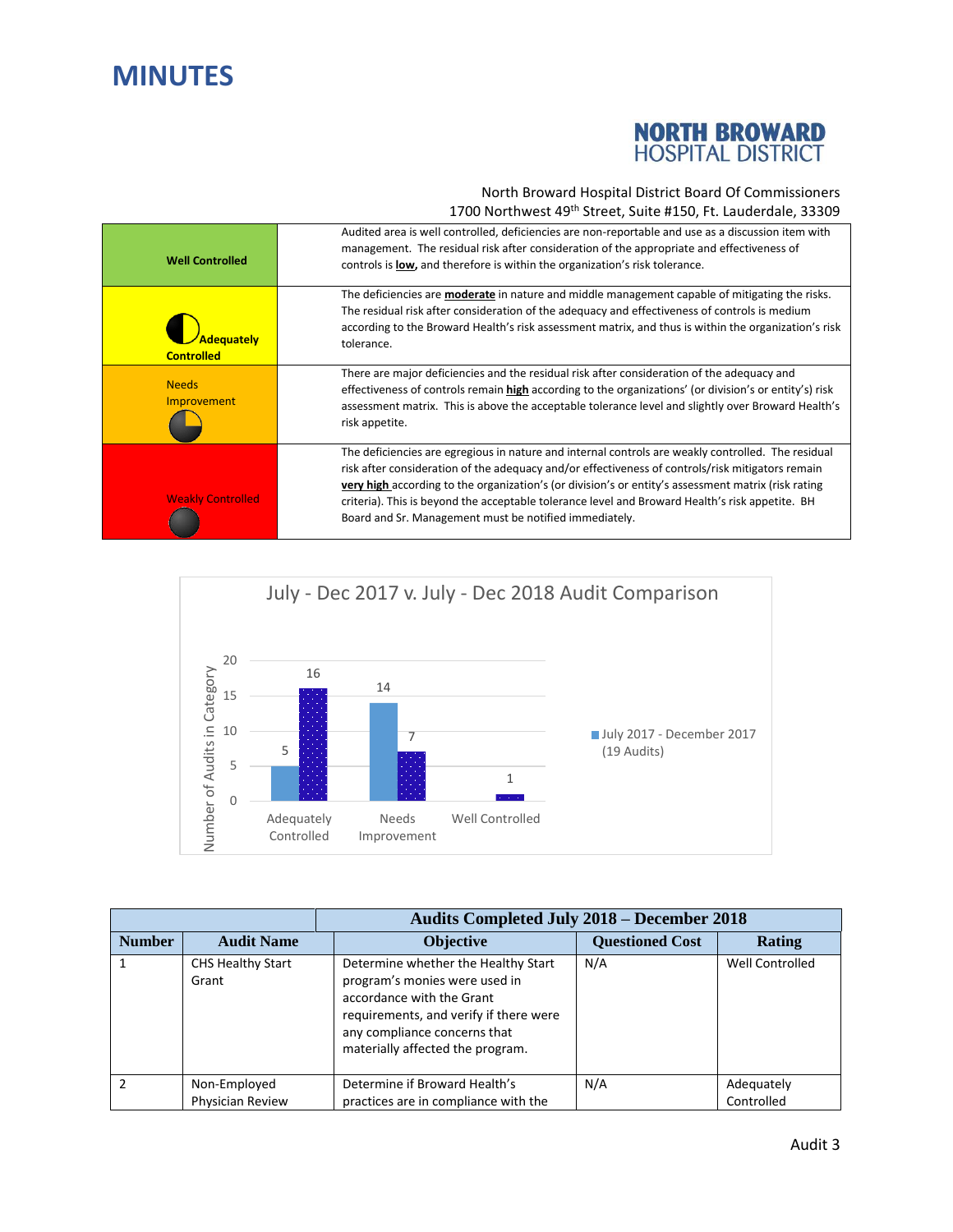# MINUTES

**NORTH BROWARD HOSPITAL DISTRICT**

North Broward Hospital District Board Of Commissioners
1700 Northwest 49th Street, Suite #150, Ft. Lauderdale, 33309

| Rating | Description |
|---|---|
| **Well Controlled** | Audited area is well controlled, deficiencies are non-reportable and use as a discussion item with management. The residual risk after consideration of the appropriate and effectiveness of controls is **low,** and therefore is within the organization's risk tolerance. |
| **Adequately Controlled** | The deficiencies are **moderate** in nature and middle management capable of mitigating the risks. The residual risk after consideration of the adequacy and effectiveness of controls is medium according to the Broward Health's risk assessment matrix, and thus is within the organization's risk tolerance. |
| Needs Improvement | There are major deficiencies and the residual risk after consideration of the adequacy and effectiveness of controls remain **high** according to the organizations' (or division's or entity's) risk assessment matrix. This is above the acceptable tolerance level and slightly over Broward Health's risk appetite. |
| Weakly Controlled | The deficiencies are egregious in nature and internal controls are weakly controlled. The residual risk after consideration of the adequacy and/or effectiveness of controls/risk mitigators remain **very high** according to the organization's (or division's or entity's assessment matrix (risk rating criteria). This is beyond the acceptable tolerance level and Broward Health's risk appetite. BH Board and Sr. Management must be notified immediately. |

**July - Dec 2017 v. July - Dec 2018 Audit Comparison**

| Category | July 2017 - December 2017 (19 Audits) | July 2018 - December 2018 |
|---|---|---|
| Adequately Controlled | 5 | 16 |
| Needs Improvement | 14 | 7 |
| Well Controlled | | 1 |

| | | Audits Completed July 2018 – December 2018 | | |
|---|---|---|---|---|
| **Number** | **Audit Name** | **Objective** | **Questioned Cost** | **Rating** |
| 1 | CHS Healthy Start Grant | Determine whether the Healthy Start program's monies were used in accordance with the Grant requirements, and verify if there were any compliance concerns that materially affected the program. | N/A | Well Controlled |
| 2 | Non-Employed Physician Review | Determine if Broward Health's practices are in compliance with the | N/A | Adequately Controlled |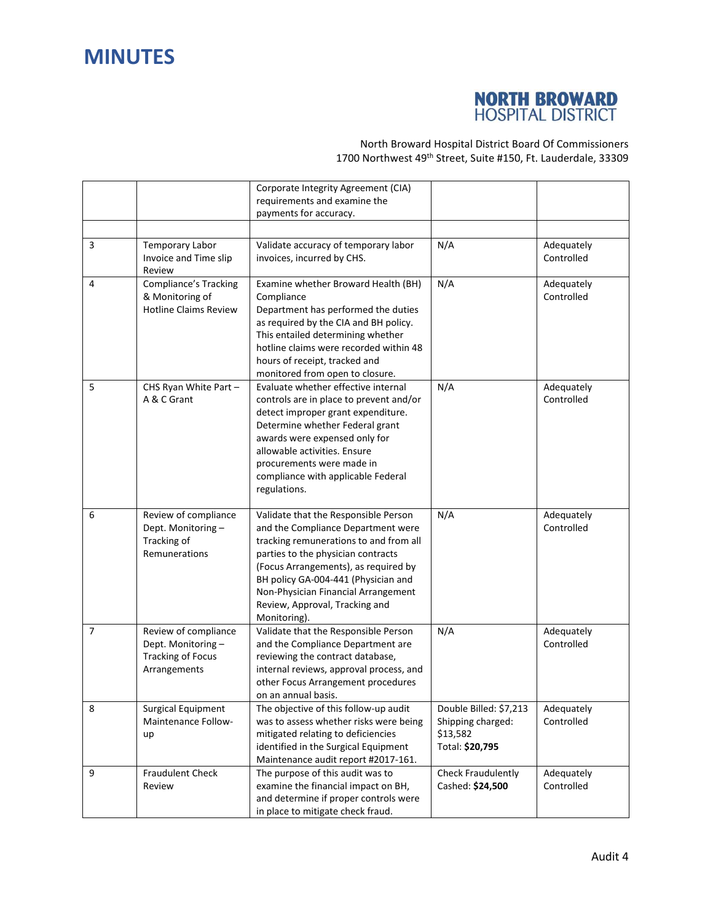# MINUTES

North Broward Hospital District Board Of Commissioners
1700 Northwest 49th Street, Suite #150, Ft. Lauderdale, 33309

| | | | | |
|---|---|---|---|---|
| | | Corporate Integrity Agreement (CIA) requirements and examine the payments for accuracy. | | |
| | | | | |
| 3 | Temporary Labor Invoice and Time slip Review | Validate accuracy of temporary labor invoices, incurred by CHS. | N/A | Adequately Controlled |
| 4 | Compliance's Tracking & Monitoring of Hotline Claims Review | Examine whether Broward Health (BH) Compliance Department has performed the duties as required by the CIA and BH policy. This entailed determining whether hotline claims were recorded within 48 hours of receipt, tracked and monitored from open to closure. | N/A | Adequately Controlled |
| 5 | CHS Ryan White Part – A & C Grant | Evaluate whether effective internal controls are in place to prevent and/or detect improper grant expenditure. Determine whether Federal grant awards were expensed only for allowable activities. Ensure procurements were made in compliance with applicable Federal regulations. | N/A | Adequately Controlled |
| 6 | Review of compliance Dept. Monitoring – Tracking of Remunerations | Validate that the Responsible Person and the Compliance Department were tracking remunerations to and from all parties to the physician contracts (Focus Arrangements), as required by BH policy GA-004-441 (Physician and Non-Physician Financial Arrangement Review, Approval, Tracking and Monitoring). | N/A | Adequately Controlled |
| 7 | Review of compliance Dept. Monitoring – Tracking of Focus Arrangements | Validate that the Responsible Person and the Compliance Department are reviewing the contract database, internal reviews, approval process, and other Focus Arrangement procedures on an annual basis. | N/A | Adequately Controlled |
| 8 | Surgical Equipment Maintenance Follow-up | The objective of this follow-up audit was to assess whether risks were being mitigated relating to deficiencies identified in the Surgical Equipment Maintenance audit report #2017-161. | Double Billed: $7,213 Shipping charged: $13,582 Total: **$20,795** | Adequately Controlled |
| 9 | Fraudulent Check Review | The purpose of this audit was to examine the financial impact on BH, and determine if proper controls were in place to mitigate check fraud. | Check Fraudulently Cashed: **$24,500** | Adequately Controlled |

Audit 4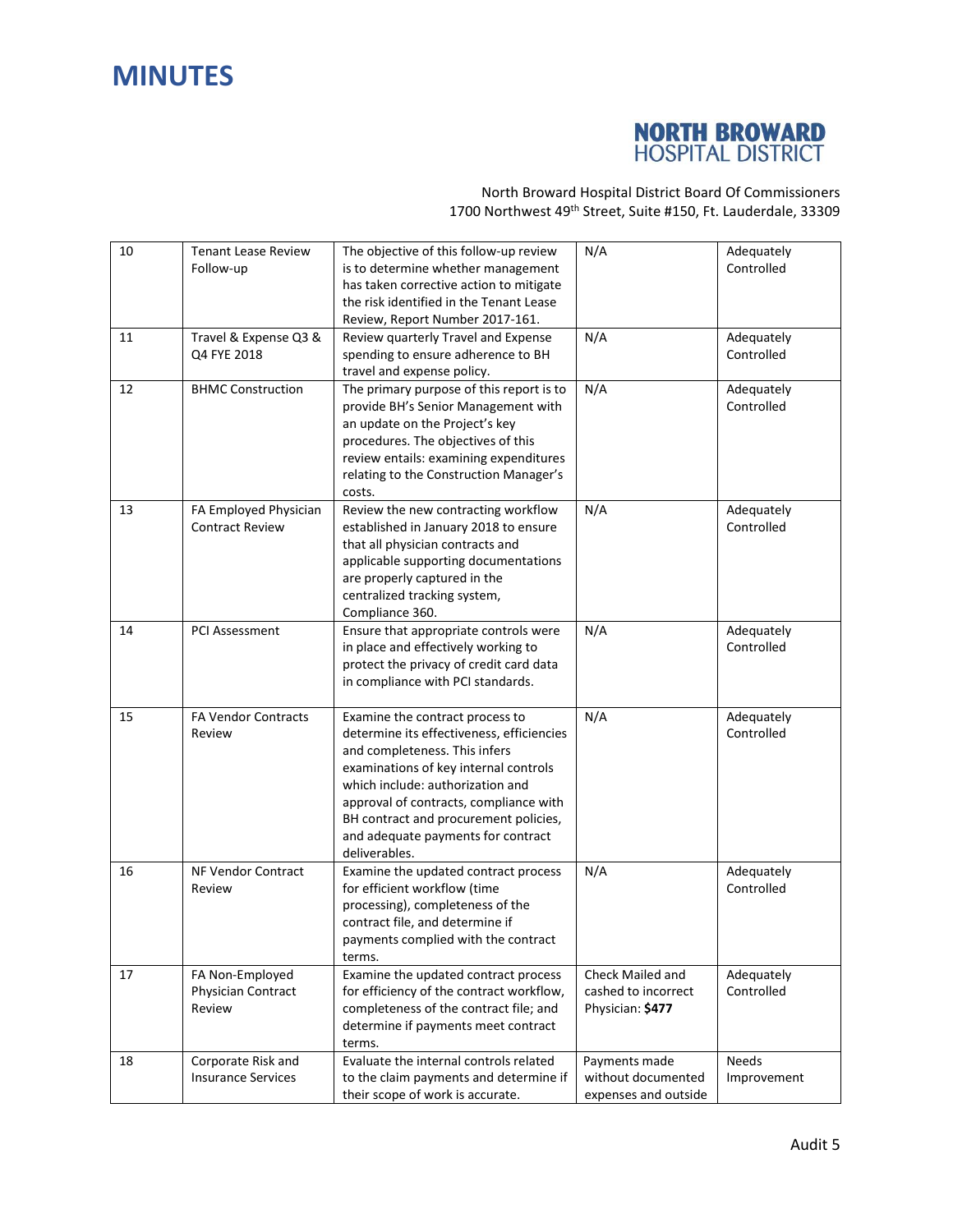# MINUTES

**NORTH BROWARD HOSPITAL DISTRICT**

North Broward Hospital District Board Of Commissioners
1700 Northwest 49th Street, Suite #150, Ft. Lauderdale, 33309

| | | | | |
|---|---|---|---|---|
| 10 | Tenant Lease Review Follow-up | The objective of this follow-up review is to determine whether management has taken corrective action to mitigate the risk identified in the Tenant Lease Review, Report Number 2017-161. | N/A | Adequately Controlled |
| 11 | Travel & Expense Q3 & Q4 FYE 2018 | Review quarterly Travel and Expense spending to ensure adherence to BH travel and expense policy. | N/A | Adequately Controlled |
| 12 | BHMC Construction | The primary purpose of this report is to provide BH's Senior Management with an update on the Project's key procedures. The objectives of this review entails: examining expenditures relating to the Construction Manager's costs. | N/A | Adequately Controlled |
| 13 | FA Employed Physician Contract Review | Review the new contracting workflow established in January 2018 to ensure that all physician contracts and applicable supporting documentations are properly captured in the centralized tracking system, Compliance 360. | N/A | Adequately Controlled |
| 14 | PCI Assessment | Ensure that appropriate controls were in place and effectively working to protect the privacy of credit card data in compliance with PCI standards. | N/A | Adequately Controlled |
| 15 | FA Vendor Contracts Review | Examine the contract process to determine its effectiveness, efficiencies and completeness. This infers examinations of key internal controls which include: authorization and approval of contracts, compliance with BH contract and procurement policies, and adequate payments for contract deliverables. | N/A | Adequately Controlled |
| 16 | NF Vendor Contract Review | Examine the updated contract process for efficient workflow (time processing), completeness of the contract file, and determine if payments complied with the contract terms. | N/A | Adequately Controlled |
| 17 | FA Non-Employed Physician Contract Review | Examine the updated contract process for efficiency of the contract workflow, completeness of the contract file; and determine if payments meet contract terms. | Check Mailed and cashed to incorrect Physician: **$477** | Adequately Controlled |
| 18 | Corporate Risk and Insurance Services | Evaluate the internal controls related to the claim payments and determine if their scope of work is accurate. | Payments made without documented expenses and outside | Needs Improvement |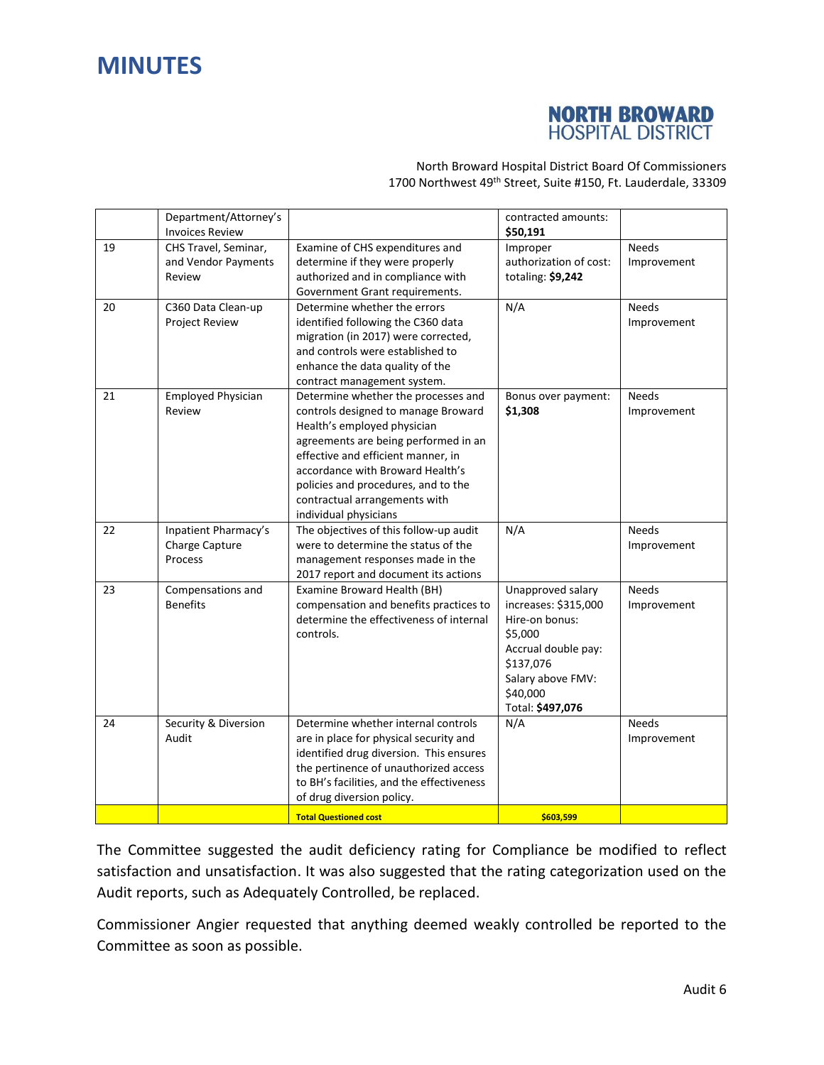| | Department/Attorney's Invoices Review | | contracted amounts: **$50,191** | |
|---|---|---|---|---|
| 19 | CHS Travel, Seminar, and Vendor Payments Review | Examine of CHS expenditures and determine if they were properly authorized and in compliance with Government Grant requirements. | Improper authorization of cost: totaling: **$9,242** | Needs Improvement |
| 20 | C360 Data Clean-up Project Review | Determine whether the errors identified following the C360 data migration (in 2017) were corrected, and controls were established to enhance the data quality of the contract management system. | N/A | Needs Improvement |
| 21 | Employed Physician Review | Determine whether the processes and controls designed to manage Broward Health's employed physician agreements are being performed in an effective and efficient manner, in accordance with Broward Health's policies and procedures, and to the contractual arrangements with individual physicians | Bonus over payment: **$1,308** | Needs Improvement |
| 22 | Inpatient Pharmacy's Charge Capture Process | The objectives of this follow-up audit were to determine the status of the management responses made in the 2017 report and document its actions | N/A | Needs Improvement |
| 23 | Compensations and Benefits | Examine Broward Health (BH) compensation and benefits practices to determine the effectiveness of internal controls. | Unapproved salary increases: $315,000 Hire-on bonus: $5,000 Accrual double pay: $137,076 Salary above FMV: $40,000 Total: **$497,076** | Needs Improvement |
| 24 | Security & Diversion Audit | Determine whether internal controls are in place for physical security and identified drug diversion. This ensures the pertinence of unauthorized access to BH's facilities, and the effectiveness of drug diversion policy. | N/A | Needs Improvement |
| | | **Total Questioned cost** | **$603,599** | |

The Committee suggested the audit deficiency rating for Compliance be modified to reflect satisfaction and unsatisfaction. It was also suggested that the rating categorization used on the Audit reports, such as Adequately Controlled, be replaced.

Commissioner Angier requested that anything deemed weakly controlled be reported to the Committee as soon as possible.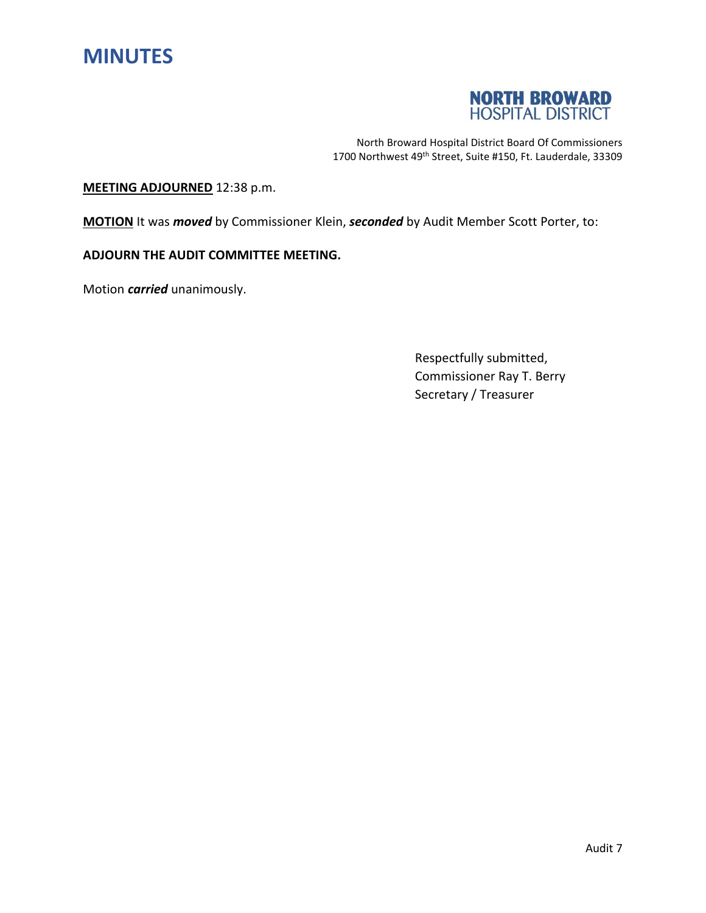# MINUTES

**NORTH BROWARD**
HOSPITAL DISTRICT

North Broward Hospital District Board Of Commissioners
1700 Northwest 49th Street, Suite #150, Ft. Lauderdale, 33309

**MEETING ADJOURNED** 12:38 p.m.

**MOTION** It was ***moved*** by Commissioner Klein, ***seconded*** by Audit Member Scott Porter, to:

**ADJOURN THE AUDIT COMMITTEE MEETING.**

Motion ***carried*** unanimously.

Respectfully submitted,
Commissioner Ray T. Berry
Secretary / Treasurer